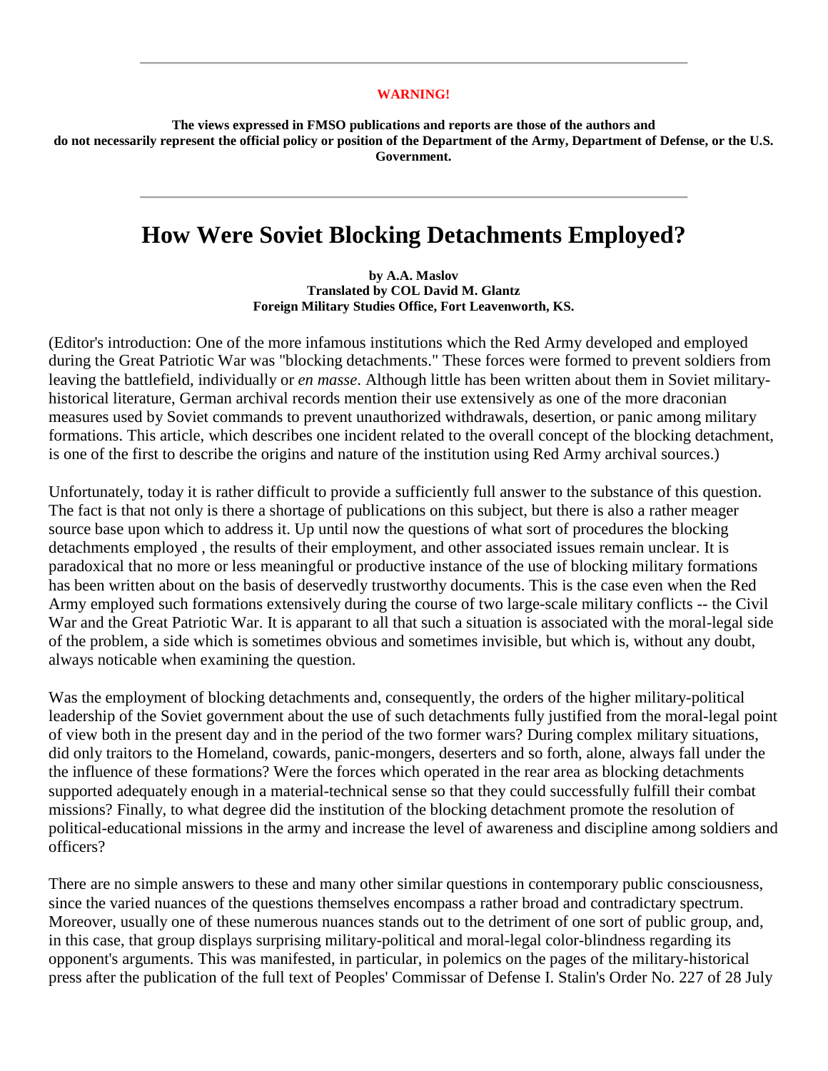**WARNING!**

**The views expressed in FMSO publications and reports are those of the authors and do not necessarily represent the official policy or position of the Department of the Army, Department of Defense, or the U.S. Government.**

---

# How Were Soviet Blocking Detachments Employed?

**by A.A. Maslov**
**Translated by COL David M. Glantz**
**Foreign Military Studies Office, Fort Leavenworth, KS.**

(Editor's introduction: One of the more infamous institutions which the Red Army developed and employed during the Great Patriotic War was "blocking detachments." These forces were formed to prevent soldiers from leaving the battlefield, individually or *en masse*. Although little has been written about them in Soviet military-historical literature, German archival records mention their use extensively as one of the more draconian measures used by Soviet commands to prevent unauthorized withdrawals, desertion, or panic among military formations. This article, which describes one incident related to the overall concept of the blocking detachment, is one of the first to describe the origins and nature of the institution using Red Army archival sources.)

Unfortunately, today it is rather difficult to provide a sufficiently full answer to the substance of this question. The fact is that not only is there a shortage of publications on this subject, but there is also a rather meager source base upon which to address it. Up until now the questions of what sort of procedures the blocking detachments employed , the results of their employment, and other associated issues remain unclear. It is paradoxical that no more or less meaningful or productive instance of the use of blocking military formations has been written about on the basis of deservedly trustworthy documents. This is the case even when the Red Army employed such formations extensively during the course of two large-scale military conflicts -- the Civil War and the Great Patriotic War. It is apparant to all that such a situation is associated with the moral-legal side of the problem, a side which is sometimes obvious and sometimes invisible, but which is, without any doubt, always noticable when examining the question.

Was the employment of blocking detachments and, consequently, the orders of the higher military-political leadership of the Soviet government about the use of such detachments fully justified from the moral-legal point of view both in the present day and in the period of the two former wars? During complex military situations, did only traitors to the Homeland, cowards, panic-mongers, deserters and so forth, alone, always fall under the the influence of these formations? Were the forces which operated in the rear area as blocking detachments supported adequately enough in a material-technical sense so that they could successfully fulfill their combat missions? Finally, to what degree did the institution of the blocking detachment promote the resolution of political-educational missions in the army and increase the level of awareness and discipline among soldiers and officers?

There are no simple answers to these and many other similar questions in contemporary public consciousness, since the varied nuances of the questions themselves encompass a rather broad and contradictary spectrum. Moreover, usually one of these numerous nuances stands out to the detriment of one sort of public group, and, in this case, that group displays surprising military-political and moral-legal color-blindness regarding its opponent's arguments. This was manifested, in particular, in polemics on the pages of the military-historical press after the publication of the full text of Peoples' Commissar of Defense I. Stalin's Order No. 227 of 28 July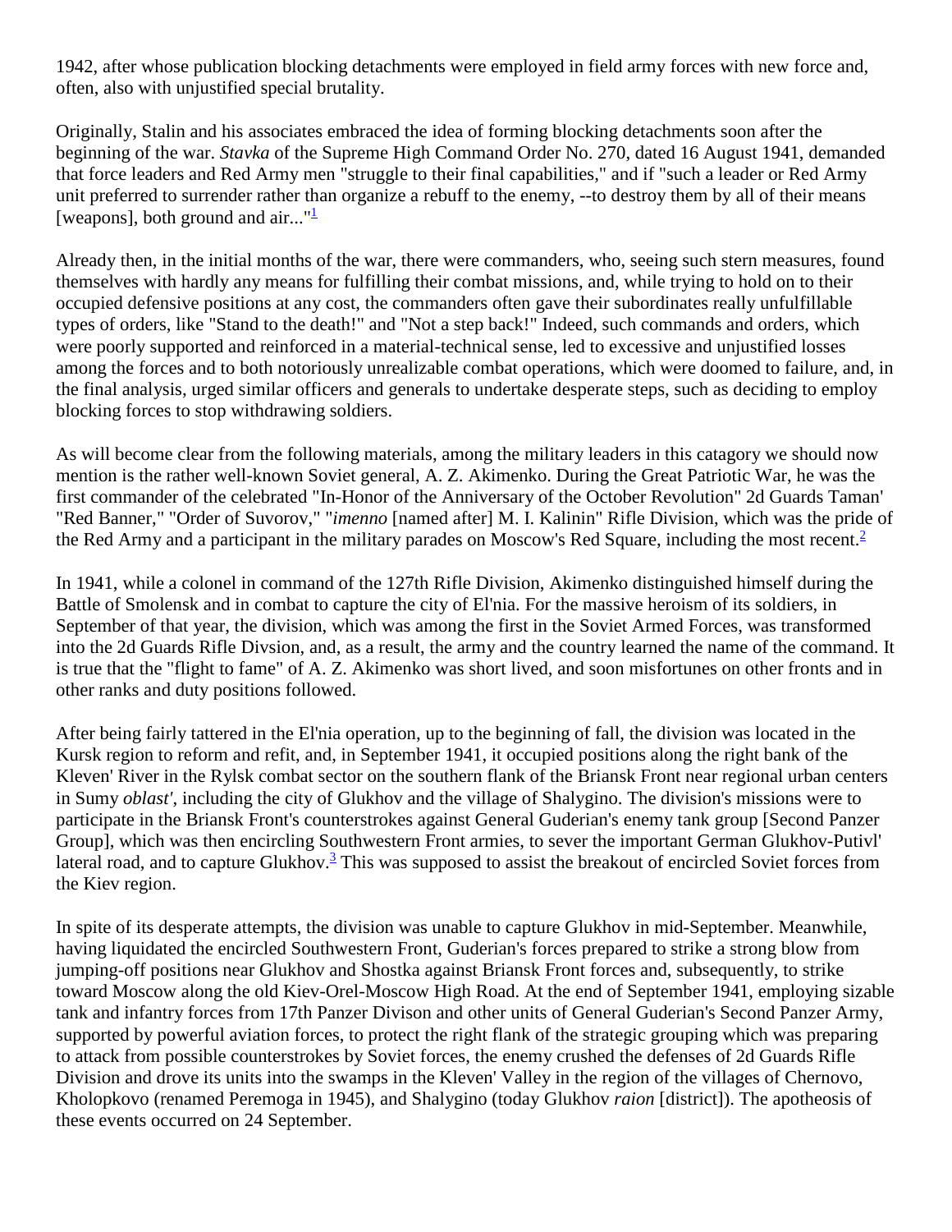1942, after whose publication blocking detachments were employed in field army forces with new force and, often, also with unjustified special brutality.

Originally, Stalin and his associates embraced the idea of forming blocking detachments soon after the beginning of the war. *Stavka* of the Supreme High Command Order No. 270, dated 16 August 1941, demanded that force leaders and Red Army men "struggle to their final capabilities," and if "such a leader or Red Army unit preferred to surrender rather than organize a rebuff to the enemy, --to destroy them by all of their means [weapons], both ground and air..."[1]

Already then, in the initial months of the war, there were commanders, who, seeing such stern measures, found themselves with hardly any means for fulfilling their combat missions, and, while trying to hold on to their occupied defensive positions at any cost, the commanders often gave their subordinates really unfulfillable types of orders, like "Stand to the death!" and "Not a step back!" Indeed, such commands and orders, which were poorly supported and reinforced in a material-technical sense, led to excessive and unjustified losses among the forces and to both notoriously unrealizable combat operations, which were doomed to failure, and, in the final analysis, urged similar officers and generals to undertake desperate steps, such as deciding to employ blocking forces to stop withdrawing soldiers.

As will become clear from the following materials, among the military leaders in this catagory we should now mention is the rather well-known Soviet general, A. Z. Akimenko. During the Great Patriotic War, he was the first commander of the celebrated "In-Honor of the Anniversary of the October Revolution" 2d Guards Taman' "Red Banner," "Order of Suvorov," "*imenno* [named after] M. I. Kalinin" Rifle Division, which was the pride of the Red Army and a participant in the military parades on Moscow's Red Square, including the most recent.[2]

In 1941, while a colonel in command of the 127th Rifle Division, Akimenko distinguished himself during the Battle of Smolensk and in combat to capture the city of El'nia. For the massive heroism of its soldiers, in September of that year, the division, which was among the first in the Soviet Armed Forces, was transformed into the 2d Guards Rifle Divsion, and, as a result, the army and the country learned the name of the command. It is true that the "flight to fame" of A. Z. Akimenko was short lived, and soon misfortunes on other fronts and in other ranks and duty positions followed.

After being fairly tattered in the El'nia operation, up to the beginning of fall, the division was located in the Kursk region to reform and refit, and, in September 1941, it occupied positions along the right bank of the Kleven' River in the Rylsk combat sector on the southern flank of the Briansk Front near regional urban centers in Sumy *oblast'*, including the city of Glukhov and the village of Shalygino. The division's missions were to participate in the Briansk Front's counterstrokes against General Guderian's enemy tank group [Second Panzer Group], which was then encircling Southwestern Front armies, to sever the important German Glukhov-Putivl' lateral road, and to capture Glukhov.[3] This was supposed to assist the breakout of encircled Soviet forces from the Kiev region.

In spite of its desperate attempts, the division was unable to capture Glukhov in mid-September. Meanwhile, having liquidated the encircled Southwestern Front, Guderian's forces prepared to strike a strong blow from jumping-off positions near Glukhov and Shostka against Briansk Front forces and, subsequently, to strike toward Moscow along the old Kiev-Orel-Moscow High Road. At the end of September 1941, employing sizable tank and infantry forces from 17th Panzer Divison and other units of General Guderian's Second Panzer Army, supported by powerful aviation forces, to protect the right flank of the strategic grouping which was preparing to attack from possible counterstrokes by Soviet forces, the enemy crushed the defenses of 2d Guards Rifle Division and drove its units into the swamps in the Kleven' Valley in the region of the villages of Chernovo, Kholopkovo (renamed Peremoga in 1945), and Shalygino (today Glukhov *raion* [district]). The apotheosis of these events occurred on 24 September.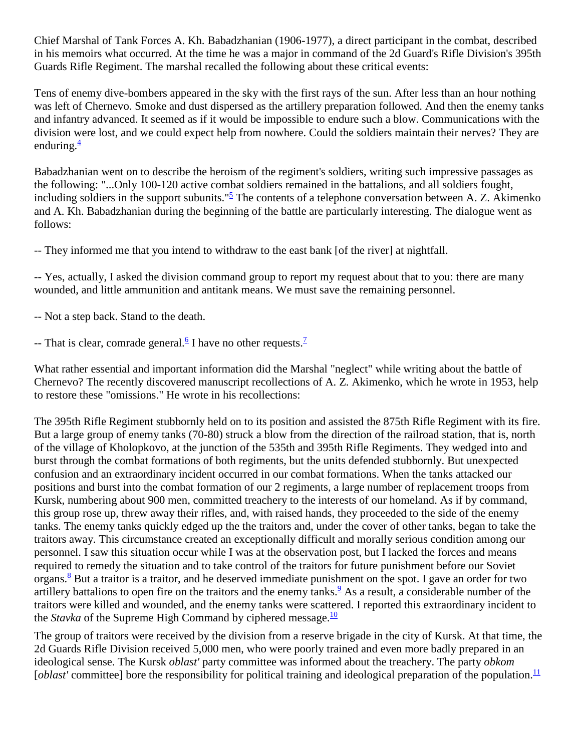Chief Marshal of Tank Forces A. Kh. Babadzhanian (1906-1977), a direct participant in the combat, described in his memoirs what occurred. At the time he was a major in command of the 2d Guard's Rifle Division's 395th Guards Rifle Regiment. The marshal recalled the following about these critical events:

Tens of enemy dive-bombers appeared in the sky with the first rays of the sun. After less than an hour nothing was left of Chernevo. Smoke and dust dispersed as the artillery preparation followed. And then the enemy tanks and infantry advanced. It seemed as if it would be impossible to endure such a blow. Communications with the division were lost, and we could expect help from nowhere. Could the soldiers maintain their nerves? They are enduring.[4]

Babadzhanian went on to describe the heroism of the regiment's soldiers, writing such impressive passages as the following: "...Only 100-120 active combat soldiers remained in the battalions, and all soldiers fought, including soldiers in the support subunits."[5] The contents of a telephone conversation between A. Z. Akimenko and A. Kh. Babadzhanian during the beginning of the battle are particularly interesting. The dialogue went as follows:

-- They informed me that you intend to withdraw to the east bank [of the river] at nightfall.

-- Yes, actually, I asked the division command group to report my request about that to you: there are many wounded, and little ammunition and antitank means. We must save the remaining personnel.

-- Not a step back. Stand to the death.

-- That is clear, comrade general.[6] I have no other requests.[7]

What rather essential and important information did the Marshal "neglect" while writing about the battle of Chernevo? The recently discovered manuscript recollections of A. Z. Akimenko, which he wrote in 1953, help to restore these "omissions." He wrote in his recollections:

The 395th Rifle Regiment stubbornly held on to its position and assisted the 875th Rifle Regiment with its fire. But a large group of enemy tanks (70-80) struck a blow from the direction of the railroad station, that is, north of the village of Kholopkovo, at the junction of the 535th and 395th Rifle Regiments. They wedged into and burst through the combat formations of both regiments, but the units defended stubbornly. But unexpected confusion and an extraordinary incident occurred in our combat formations. When the tanks attacked our positions and burst into the combat formation of our 2 regiments, a large number of replacement troops from Kursk, numbering about 900 men, committed treachery to the interests of our homeland. As if by command, this group rose up, threw away their rifles, and, with raised hands, they proceeded to the side of the enemy tanks. The enemy tanks quickly edged up the the traitors and, under the cover of other tanks, began to take the traitors away. This circumstance created an exceptionally difficult and morally serious condition among our personnel. I saw this situation occur while I was at the observation post, but I lacked the forces and means required to remedy the situation and to take control of the traitors for future punishment before our Soviet organs.[8] But a traitor is a traitor, and he deserved immediate punishment on the spot. I gave an order for two artillery battalions to open fire on the traitors and the enemy tanks.[9] As a result, a considerable number of the traitors were killed and wounded, and the enemy tanks were scattered. I reported this extraordinary incident to the *Stavka* of the Supreme High Command by ciphered message.[10]

The group of traitors were received by the division from a reserve brigade in the city of Kursk. At that time, the 2d Guards Rifle Division received 5,000 men, who were poorly trained and even more badly prepared in an ideological sense. The Kursk *oblast'* party committee was informed about the treachery. The party *obkom* [*oblast'* committee] bore the responsibility for political training and ideological preparation of the population.[11]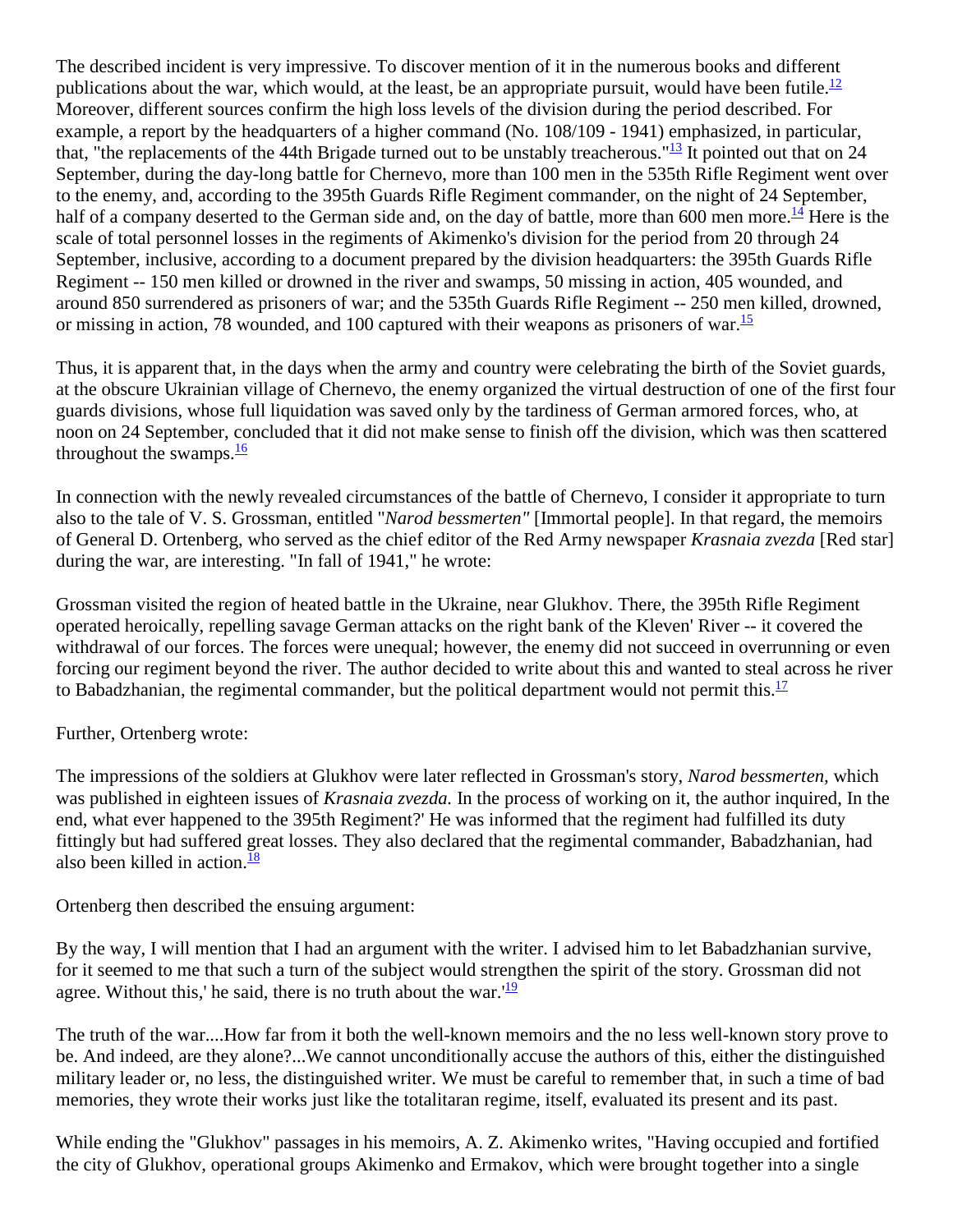The described incident is very impressive. To discover mention of it in the numerous books and different publications about the war, which would, at the least, be an appropriate pursuit, would have been futile.[12] Moreover, different sources confirm the high loss levels of the division during the period described. For example, a report by the headquarters of a higher command (No. 108/109 - 1941) emphasized, in particular, that, "the replacements of the 44th Brigade turned out to be unstably treacherous."[13] It pointed out that on 24 September, during the day-long battle for Chernevo, more than 100 men in the 535th Rifle Regiment went over to the enemy, and, according to the 395th Guards Rifle Regiment commander, on the night of 24 September, half of a company deserted to the German side and, on the day of battle, more than 600 men more.[14] Here is the scale of total personnel losses in the regiments of Akimenko's division for the period from 20 through 24 September, inclusive, according to a document prepared by the division headquarters: the 395th Guards Rifle Regiment -- 150 men killed or drowned in the river and swamps, 50 missing in action, 405 wounded, and around 850 surrendered as prisoners of war; and the 535th Guards Rifle Regiment -- 250 men killed, drowned, or missing in action, 78 wounded, and 100 captured with their weapons as prisoners of war.[15]

Thus, it is apparent that, in the days when the army and country were celebrating the birth of the Soviet guards, at the obscure Ukrainian village of Chernevo, the enemy organized the virtual destruction of one of the first four guards divisions, whose full liquidation was saved only by the tardiness of German armored forces, who, at noon on 24 September, concluded that it did not make sense to finish off the division, which was then scattered throughout the swamps.[16]

In connection with the newly revealed circumstances of the battle of Chernevo, I consider it appropriate to turn also to the tale of V. S. Grossman, entitled "*Narod bessmerten"* [Immortal people]. In that regard, the memoirs of General D. Ortenberg, who served as the chief editor of the Red Army newspaper *Krasnaia zvezda* [Red star] during the war, are interesting. "In fall of 1941," he wrote:

Grossman visited the region of heated battle in the Ukraine, near Glukhov. There, the 395th Rifle Regiment operated heroically, repelling savage German attacks on the right bank of the Kleven' River -- it covered the withdrawal of our forces. The forces were unequal; however, the enemy did not succeed in overrunning or even forcing our regiment beyond the river. The author decided to write about this and wanted to steal across he river to Babadzhanian, the regimental commander, but the political department would not permit this.[17]

Further, Ortenberg wrote:

The impressions of the soldiers at Glukhov were later reflected in Grossman's story, *Narod bessmerten,* which was published in eighteen issues of *Krasnaia zvezda.* In the process of working on it, the author inquired, In the end, what ever happened to the 395th Regiment?' He was informed that the regiment had fulfilled its duty fittingly but had suffered great losses. They also declared that the regimental commander, Babadzhanian, had also been killed in action.[18]

Ortenberg then described the ensuing argument:

By the way, I will mention that I had an argument with the writer. I advised him to let Babadzhanian survive, for it seemed to me that such a turn of the subject would strengthen the spirit of the story. Grossman did not agree. Without this,' he said, there is no truth about the war.'[19]

The truth of the war....How far from it both the well-known memoirs and the no less well-known story prove to be. And indeed, are they alone?...We cannot unconditionally accuse the authors of this, either the distinguished military leader or, no less, the distinguished writer. We must be careful to remember that, in such a time of bad memories, they wrote their works just like the totalitaran regime, itself, evaluated its present and its past.

While ending the "Glukhov" passages in his memoirs, A. Z. Akimenko writes, "Having occupied and fortified the city of Glukhov, operational groups Akimenko and Ermakov, which were brought together into a single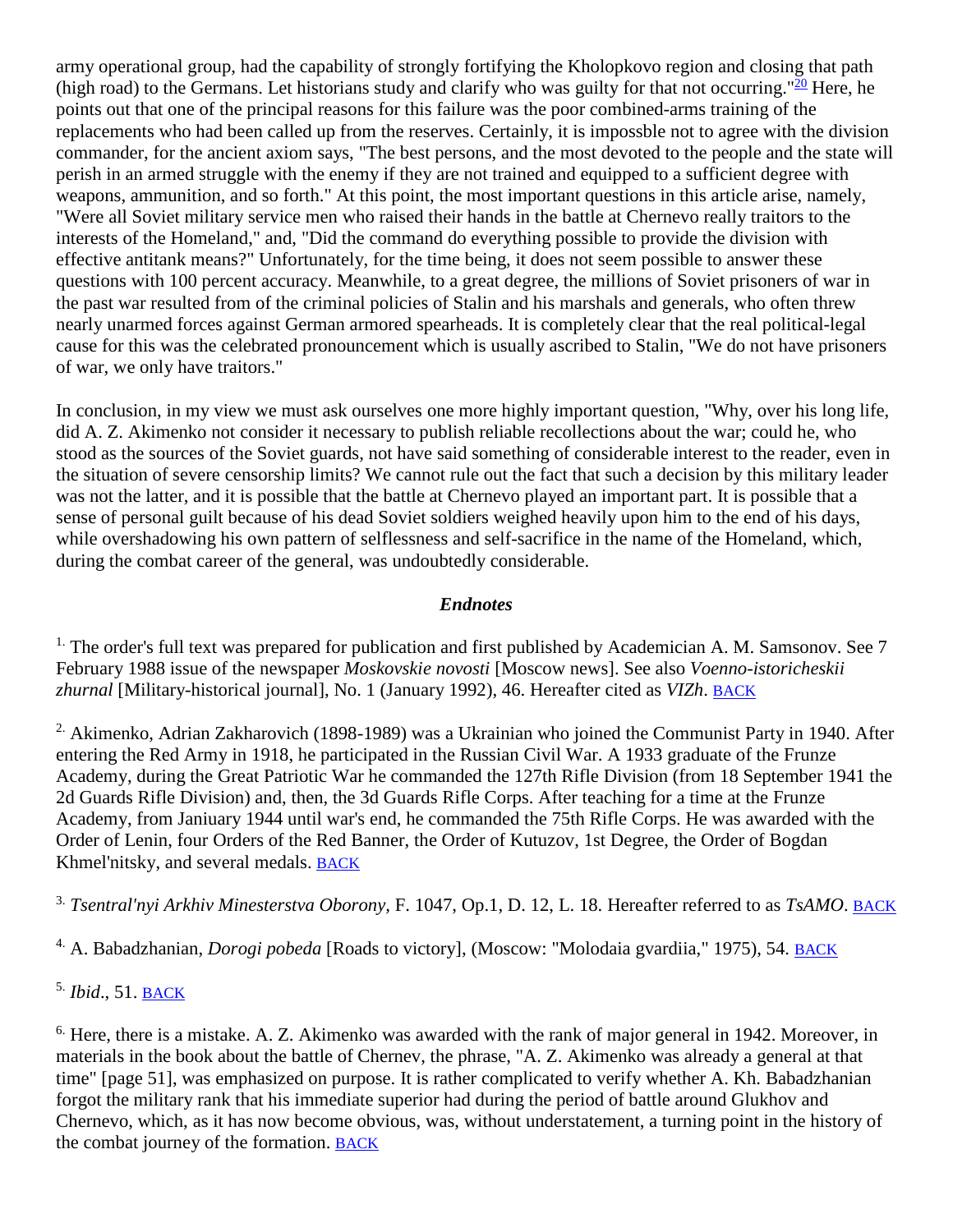army operational group, had the capability of strongly fortifying the Kholopkovo region and closing that path (high road) to the Germans. Let historians study and clarify who was guilty for that not occurring."[20] Here, he points out that one of the principal reasons for this failure was the poor combined-arms training of the replacements who had been called up from the reserves. Certainly, it is impossble not to agree with the division commander, for the ancient axiom says, "The best persons, and the most devoted to the people and the state will perish in an armed struggle with the enemy if they are not trained and equipped to a sufficient degree with weapons, ammunition, and so forth." At this point, the most important questions in this article arise, namely, "Were all Soviet military service men who raised their hands in the battle at Chernevo really traitors to the interests of the Homeland," and, "Did the command do everything possible to provide the division with effective antitank means?" Unfortunately, for the time being, it does not seem possible to answer these questions with 100 percent accuracy. Meanwhile, to a great degree, the millions of Soviet prisoners of war in the past war resulted from of the criminal policies of Stalin and his marshals and generals, who often threw nearly unarmed forces against German armored spearheads. It is completely clear that the real political-legal cause for this was the celebrated pronouncement which is usually ascribed to Stalin, "We do not have prisoners of war, we only have traitors."

In conclusion, in my view we must ask ourselves one more highly important question, "Why, over his long life, did A. Z. Akimenko not consider it necessary to publish reliable recollections about the war; could he, who stood as the sources of the Soviet guards, not have said something of considerable interest to the reader, even in the situation of severe censorship limits? We cannot rule out the fact that such a decision by this military leader was not the latter, and it is possible that the battle at Chernevo played an important part. It is possible that a sense of personal guilt because of his dead Soviet soldiers weighed heavily upon him to the end of his days, while overshadowing his own pattern of selflessness and self-sacrifice in the name of the Homeland, which, during the combat career of the general, was undoubtedly considerable.

### *Endnotes*

1. The order's full text was prepared for publication and first published by Academician A. M. Samsonov. See 7 February 1988 issue of the newspaper *Moskovskie novosti* [Moscow news]. See also *Voenno-istoricheskii zhurnal* [Military-historical journal], No. 1 (January 1992), 46. Hereafter cited as *VIZh*. BACK

2. Akimenko, Adrian Zakharovich (1898-1989) was a Ukrainian who joined the Communist Party in 1940. After entering the Red Army in 1918, he participated in the Russian Civil War. A 1933 graduate of the Frunze Academy, during the Great Patriotic War he commanded the 127th Rifle Division (from 18 September 1941 the 2d Guards Rifle Division) and, then, the 3d Guards Rifle Corps. After teaching for a time at the Frunze Academy, from Janiuary 1944 until war's end, he commanded the 75th Rifle Corps. He was awarded with the Order of Lenin, four Orders of the Red Banner, the Order of Kutuzov, 1st Degree, the Order of Bogdan Khmel'nitsky, and several medals. BACK

3. *Tsentral'nyi Arkhiv Minesterstva Oborony*, F. 1047, Op.1, D. 12, L. 18. Hereafter referred to as *TsAMO*. BACK

4. A. Babadzhanian, *Dorogi pobeda* [Roads to victory], (Moscow: "Molodaia gvardiia," 1975), 54. BACK

5. *Ibid*., 51. BACK

6. Here, there is a mistake. A. Z. Akimenko was awarded with the rank of major general in 1942. Moreover, in materials in the book about the battle of Chernev, the phrase, "A. Z. Akimenko was already a general at that time" [page 51], was emphasized on purpose. It is rather complicated to verify whether A. Kh. Babadzhanian forgot the military rank that his immediate superior had during the period of battle around Glukhov and Chernevo, which, as it has now become obvious, was, without understatement, a turning point in the history of the combat journey of the formation. BACK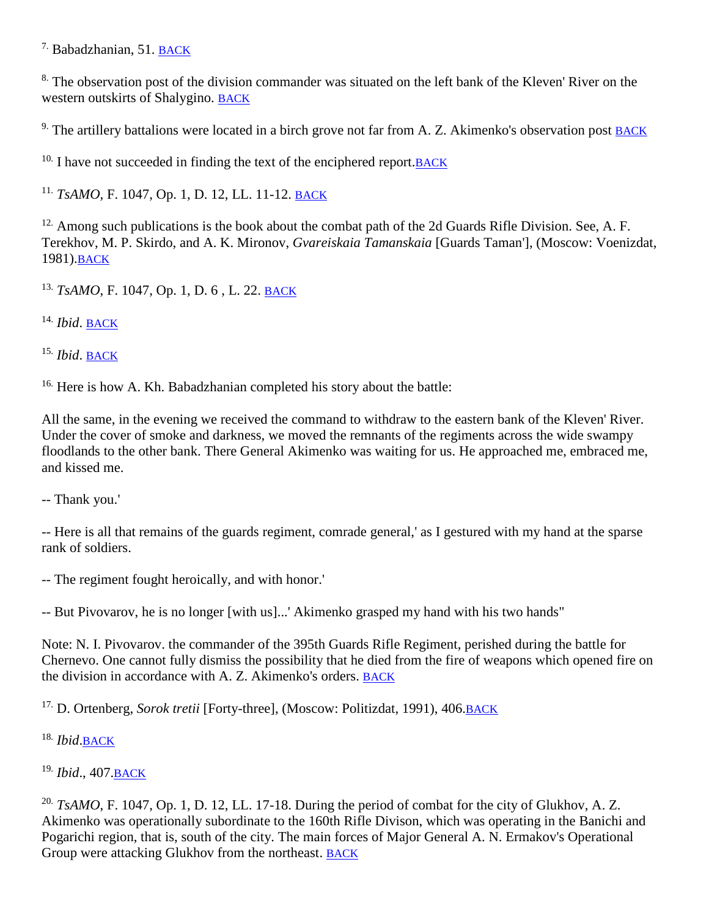7. Babadzhanian, 51. BACK

8. The observation post of the division commander was situated on the left bank of the Kleven' River on the western outskirts of Shalygino. BACK

9. The artillery battalions were located in a birch grove not far from A. Z. Akimenko's observation post BACK

10. I have not succeeded in finding the text of the enciphered report. BACK

11. *TsAMO*, F. 1047, Op. 1, D. 12, LL. 11-12. BACK

12. Among such publications is the book about the combat path of the 2d Guards Rifle Division. See, A. F. Terekhov, M. P. Skirdo, and A. K. Mironov, *Gvareiskaia Tamanskaia* [Guards Taman'], (Moscow: Voenizdat, 1981). BACK

13. *TsAMO*, F. 1047, Op. 1, D. 6 , L. 22. BACK

14. *Ibid*. BACK

15. *Ibid*. BACK

16. Here is how A. Kh. Babadzhanian completed his story about the battle:

All the same, in the evening we received the command to withdraw to the eastern bank of the Kleven' River. Under the cover of smoke and darkness, we moved the remnants of the regiments across the wide swampy floodlands to the other bank. There General Akimenko was waiting for us. He approached me, embraced me, and kissed me.

-- Thank you.'

-- Here is all that remains of the guards regiment, comrade general,' as I gestured with my hand at the sparse rank of soldiers.

-- The regiment fought heroically, and with honor.'

-- But Pivovarov, he is no longer [with us]...' Akimenko grasped my hand with his two hands"

Note: N. I. Pivovarov. the commander of the 395th Guards Rifle Regiment, perished during the battle for Chernevo. One cannot fully dismiss the possibility that he died from the fire of weapons which opened fire on the division in accordance with A. Z. Akimenko's orders. BACK

17. D. Ortenberg, *Sorok tretii* [Forty-three], (Moscow: Politizdat, 1991), 406. BACK

18. *Ibid*. BACK

19. *Ibid*., 407. BACK

20. *TsAMO*, F. 1047, Op. 1, D. 12, LL. 17-18. During the period of combat for the city of Glukhov, A. Z. Akimenko was operationally subordinate to the 160th Rifle Divison, which was operating in the Banichi and Pogarichi region, that is, south of the city. The main forces of Major General A. N. Ermakov's Operational Group were attacking Glukhov from the northeast. BACK